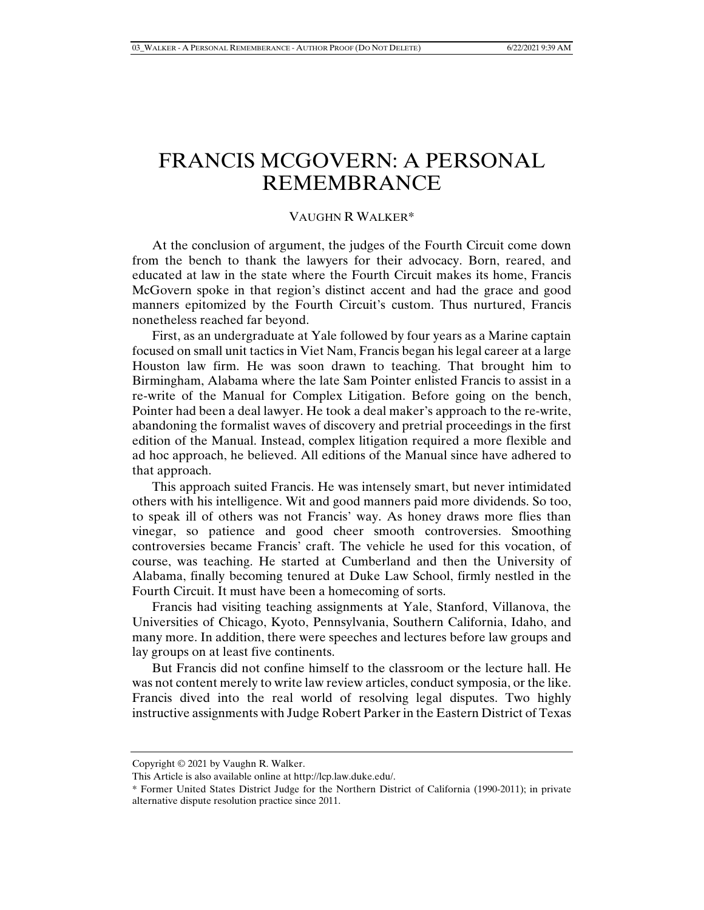# FRANCIS MCGOVERN: A PERSONAL REMEMBRANCE

VAUGHN R WALKER*

At the conclusion of argument, the judges of the Fourth Circuit come down from the bench to thank the lawyers for their advocacy. Born, reared, and educated at law in the state where the Fourth Circuit makes its home, Francis McGovern spoke in that region's distinct accent and had the grace and good manners epitomized by the Fourth Circuit's custom. Thus nurtured, Francis nonetheless reached far beyond.

First, as an undergraduate at Yale followed by four years as a Marine captain focused on small unit tactics in Viet Nam, Francis began his legal career at a large Houston law firm. He was soon drawn to teaching. That brought him to Birmingham, Alabama where the late Sam Pointer enlisted Francis to assist in a re-write of the Manual for Complex Litigation. Before going on the bench, Pointer had been a deal lawyer. He took a deal maker's approach to the re-write, abandoning the formalist waves of discovery and pretrial proceedings in the first edition of the Manual. Instead, complex litigation required a more flexible and ad hoc approach, he believed. All editions of the Manual since have adhered to that approach.

This approach suited Francis. He was intensely smart, but never intimidated others with his intelligence. Wit and good manners paid more dividends. So too, to speak ill of others was not Francis' way. As honey draws more flies than vinegar, so patience and good cheer smooth controversies. Smoothing controversies became Francis' craft. The vehicle he used for this vocation, of course, was teaching. He started at Cumberland and then the University of Alabama, finally becoming tenured at Duke Law School, firmly nestled in the Fourth Circuit. It must have been a homecoming of sorts.

Francis had visiting teaching assignments at Yale, Stanford, Villanova, the Universities of Chicago, Kyoto, Pennsylvania, Southern California, Idaho, and many more. In addition, there were speeches and lectures before law groups and lay groups on at least five continents.

But Francis did not confine himself to the classroom or the lecture hall. He was not content merely to write law review articles, conduct symposia, or the like. Francis dived into the real world of resolving legal disputes. Two highly instructive assignments with Judge Robert Parker in the Eastern District of Texas

---

Copyright © 2021 by Vaughn R. Walker.

This Article is also available online at http://lcp.law.duke.edu/.

* Former United States District Judge for the Northern District of California (1990-2011); in private alternative dispute resolution practice since 2011.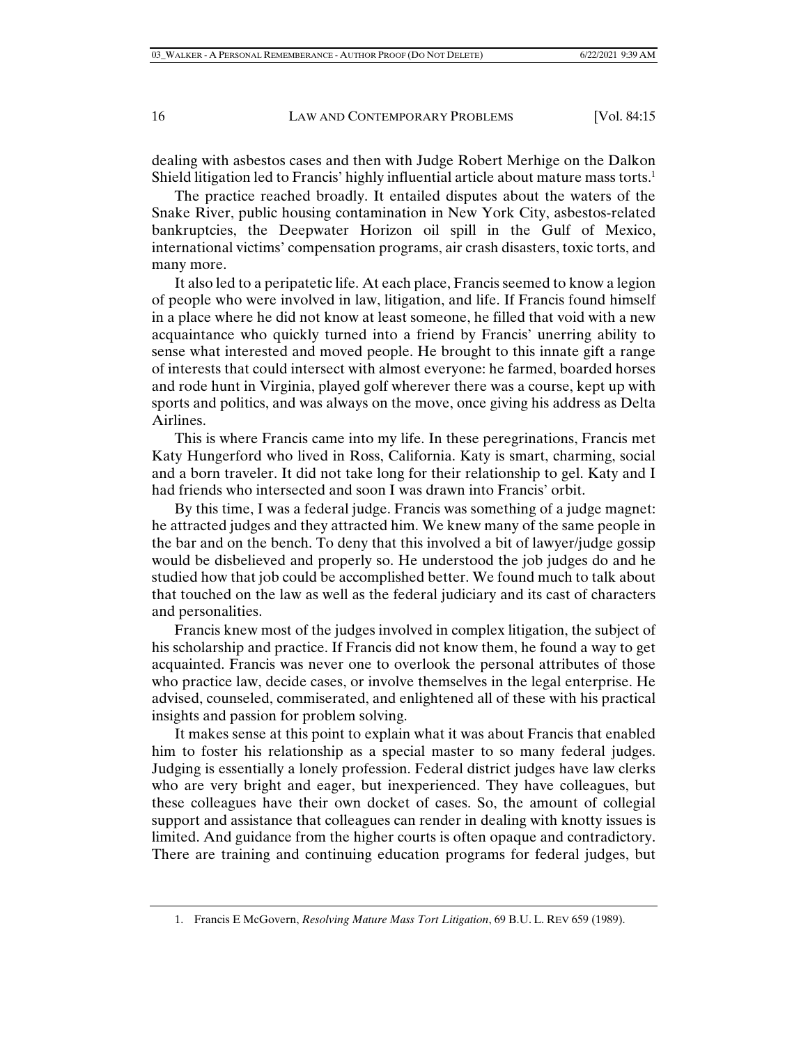dealing with asbestos cases and then with Judge Robert Merhige on the Dalkon Shield litigation led to Francis' highly influential article about mature mass torts.[1]

The practice reached broadly. It entailed disputes about the waters of the Snake River, public housing contamination in New York City, asbestos-related bankruptcies, the Deepwater Horizon oil spill in the Gulf of Mexico, international victims' compensation programs, air crash disasters, toxic torts, and many more.

It also led to a peripatetic life. At each place, Francis seemed to know a legion of people who were involved in law, litigation, and life. If Francis found himself in a place where he did not know at least someone, he filled that void with a new acquaintance who quickly turned into a friend by Francis' unerring ability to sense what interested and moved people. He brought to this innate gift a range of interests that could intersect with almost everyone: he farmed, boarded horses and rode hunt in Virginia, played golf wherever there was a course, kept up with sports and politics, and was always on the move, once giving his address as Delta Airlines.

This is where Francis came into my life. In these peregrinations, Francis met Katy Hungerford who lived in Ross, California. Katy is smart, charming, social and a born traveler. It did not take long for their relationship to gel. Katy and I had friends who intersected and soon I was drawn into Francis' orbit.

By this time, I was a federal judge. Francis was something of a judge magnet: he attracted judges and they attracted him. We knew many of the same people in the bar and on the bench. To deny that this involved a bit of lawyer/judge gossip would be disbelieved and properly so. He understood the job judges do and he studied how that job could be accomplished better. We found much to talk about that touched on the law as well as the federal judiciary and its cast of characters and personalities.

Francis knew most of the judges involved in complex litigation, the subject of his scholarship and practice. If Francis did not know them, he found a way to get acquainted. Francis was never one to overlook the personal attributes of those who practice law, decide cases, or involve themselves in the legal enterprise. He advised, counseled, commiserated, and enlightened all of these with his practical insights and passion for problem solving.

It makes sense at this point to explain what it was about Francis that enabled him to foster his relationship as a special master to so many federal judges. Judging is essentially a lonely profession. Federal district judges have law clerks who are very bright and eager, but inexperienced. They have colleagues, but these colleagues have their own docket of cases. So, the amount of collegial support and assistance that colleagues can render in dealing with knotty issues is limited. And guidance from the higher courts is often opaque and contradictory. There are training and continuing education programs for federal judges, but

1. Francis E McGovern, *Resolving Mature Mass Tort Litigation*, 69 B.U. L. REV 659 (1989).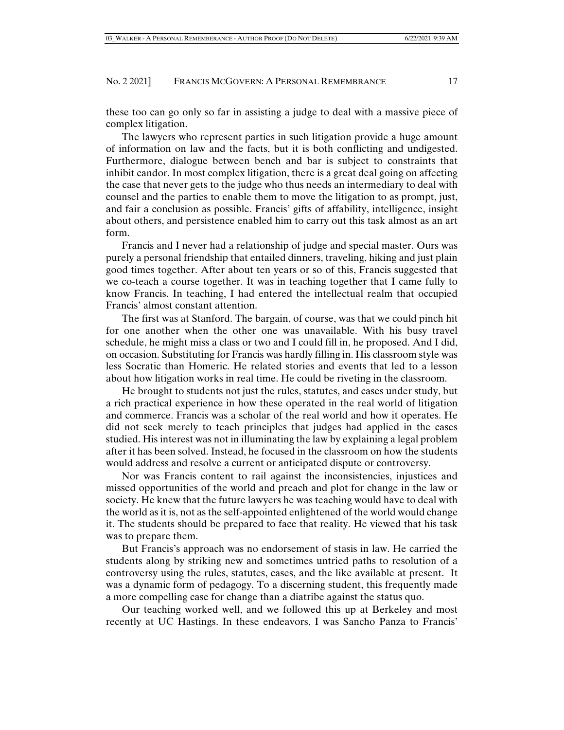these too can go only so far in assisting a judge to deal with a massive piece of complex litigation.

The lawyers who represent parties in such litigation provide a huge amount of information on law and the facts, but it is both conflicting and undigested. Furthermore, dialogue between bench and bar is subject to constraints that inhibit candor. In most complex litigation, there is a great deal going on affecting the case that never gets to the judge who thus needs an intermediary to deal with counsel and the parties to enable them to move the litigation to as prompt, just, and fair a conclusion as possible. Francis' gifts of affability, intelligence, insight about others, and persistence enabled him to carry out this task almost as an art form.

Francis and I never had a relationship of judge and special master. Ours was purely a personal friendship that entailed dinners, traveling, hiking and just plain good times together. After about ten years or so of this, Francis suggested that we co-teach a course together. It was in teaching together that I came fully to know Francis. In teaching, I had entered the intellectual realm that occupied Francis' almost constant attention.

The first was at Stanford. The bargain, of course, was that we could pinch hit for one another when the other one was unavailable. With his busy travel schedule, he might miss a class or two and I could fill in, he proposed. And I did, on occasion. Substituting for Francis was hardly filling in. His classroom style was less Socratic than Homeric. He related stories and events that led to a lesson about how litigation works in real time. He could be riveting in the classroom.

He brought to students not just the rules, statutes, and cases under study, but a rich practical experience in how these operated in the real world of litigation and commerce. Francis was a scholar of the real world and how it operates. He did not seek merely to teach principles that judges had applied in the cases studied. His interest was not in illuminating the law by explaining a legal problem after it has been solved. Instead, he focused in the classroom on how the students would address and resolve a current or anticipated dispute or controversy.

Nor was Francis content to rail against the inconsistencies, injustices and missed opportunities of the world and preach and plot for change in the law or society. He knew that the future lawyers he was teaching would have to deal with the world as it is, not as the self-appointed enlightened of the world would change it. The students should be prepared to face that reality. He viewed that his task was to prepare them.

But Francis's approach was no endorsement of stasis in law. He carried the students along by striking new and sometimes untried paths to resolution of a controversy using the rules, statutes, cases, and the like available at present. It was a dynamic form of pedagogy. To a discerning student, this frequently made a more compelling case for change than a diatribe against the status quo.

Our teaching worked well, and we followed this up at Berkeley and most recently at UC Hastings. In these endeavors, I was Sancho Panza to Francis'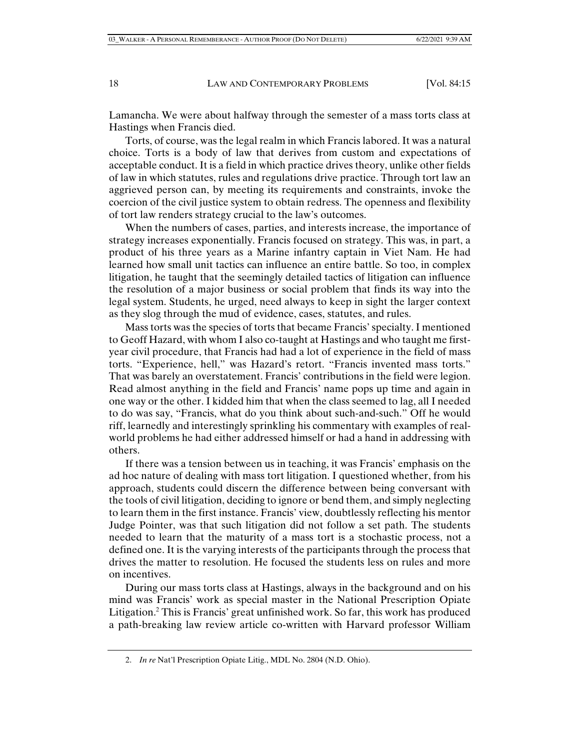Lamancha. We were about halfway through the semester of a mass torts class at Hastings when Francis died.

Torts, of course, was the legal realm in which Francis labored. It was a natural choice. Torts is a body of law that derives from custom and expectations of acceptable conduct. It is a field in which practice drives theory, unlike other fields of law in which statutes, rules and regulations drive practice. Through tort law an aggrieved person can, by meeting its requirements and constraints, invoke the coercion of the civil justice system to obtain redress. The openness and flexibility of tort law renders strategy crucial to the law's outcomes.

When the numbers of cases, parties, and interests increase, the importance of strategy increases exponentially. Francis focused on strategy. This was, in part, a product of his three years as a Marine infantry captain in Viet Nam. He had learned how small unit tactics can influence an entire battle. So too, in complex litigation, he taught that the seemingly detailed tactics of litigation can influence the resolution of a major business or social problem that finds its way into the legal system. Students, he urged, need always to keep in sight the larger context as they slog through the mud of evidence, cases, statutes, and rules.

Mass torts was the species of torts that became Francis' specialty. I mentioned to Geoff Hazard, with whom I also co-taught at Hastings and who taught me first-year civil procedure, that Francis had had a lot of experience in the field of mass torts. "Experience, hell," was Hazard's retort. "Francis invented mass torts." That was barely an overstatement. Francis' contributions in the field were legion. Read almost anything in the field and Francis' name pops up time and again in one way or the other. I kidded him that when the class seemed to lag, all I needed to do was say, "Francis, what do you think about such-and-such." Off he would riff, learnedly and interestingly sprinkling his commentary with examples of real-world problems he had either addressed himself or had a hand in addressing with others.

If there was a tension between us in teaching, it was Francis' emphasis on the ad hoc nature of dealing with mass tort litigation. I questioned whether, from his approach, students could discern the difference between being conversant with the tools of civil litigation, deciding to ignore or bend them, and simply neglecting to learn them in the first instance. Francis' view, doubtlessly reflecting his mentor Judge Pointer, was that such litigation did not follow a set path. The students needed to learn that the maturity of a mass tort is a stochastic process, not a defined one. It is the varying interests of the participants through the process that drives the matter to resolution. He focused the students less on rules and more on incentives.

During our mass torts class at Hastings, always in the background and on his mind was Francis' work as special master in the National Prescription Opiate Litigation.[2] This is Francis' great unfinished work. So far, this work has produced a path-breaking law review article co-written with Harvard professor William

2. *In re* Nat'l Prescription Opiate Litig., MDL No. 2804 (N.D. Ohio).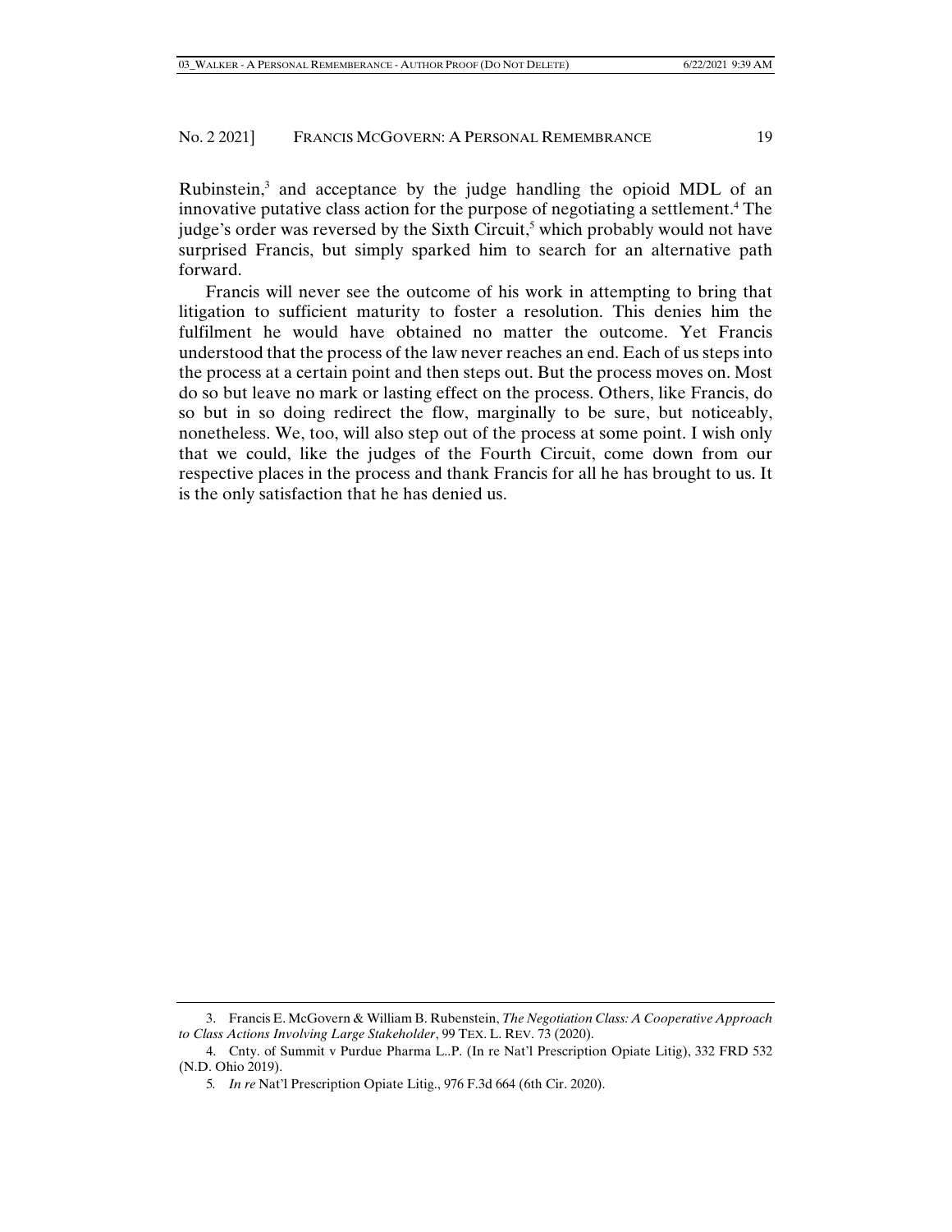Rubinstein,[3] and acceptance by the judge handling the opioid MDL of an innovative putative class action for the purpose of negotiating a settlement.[4] The judge's order was reversed by the Sixth Circuit,[5] which probably would not have surprised Francis, but simply sparked him to search for an alternative path forward.

Francis will never see the outcome of his work in attempting to bring that litigation to sufficient maturity to foster a resolution. This denies him the fulfilment he would have obtained no matter the outcome. Yet Francis understood that the process of the law never reaches an end. Each of us steps into the process at a certain point and then steps out. But the process moves on. Most do so but leave no mark or lasting effect on the process. Others, like Francis, do so but in so doing redirect the flow, marginally to be sure, but noticeably, nonetheless. We, too, will also step out of the process at some point. I wish only that we could, like the judges of the Fourth Circuit, come down from our respective places in the process and thank Francis for all he has brought to us. It is the only satisfaction that he has denied us.

---

3. Francis E. McGovern & William B. Rubenstein, *The Negotiation Class: A Cooperative Approach to Class Actions Involving Large Stakeholder*, 99 TEX. L. REV. 73 (2020).

4. Cnty. of Summit v Purdue Pharma L..P. (In re Nat'l Prescription Opiate Litig), 332 FRD 532 (N.D. Ohio 2019).

5. *In re* Nat'l Prescription Opiate Litig., 976 F.3d 664 (6th Cir. 2020).